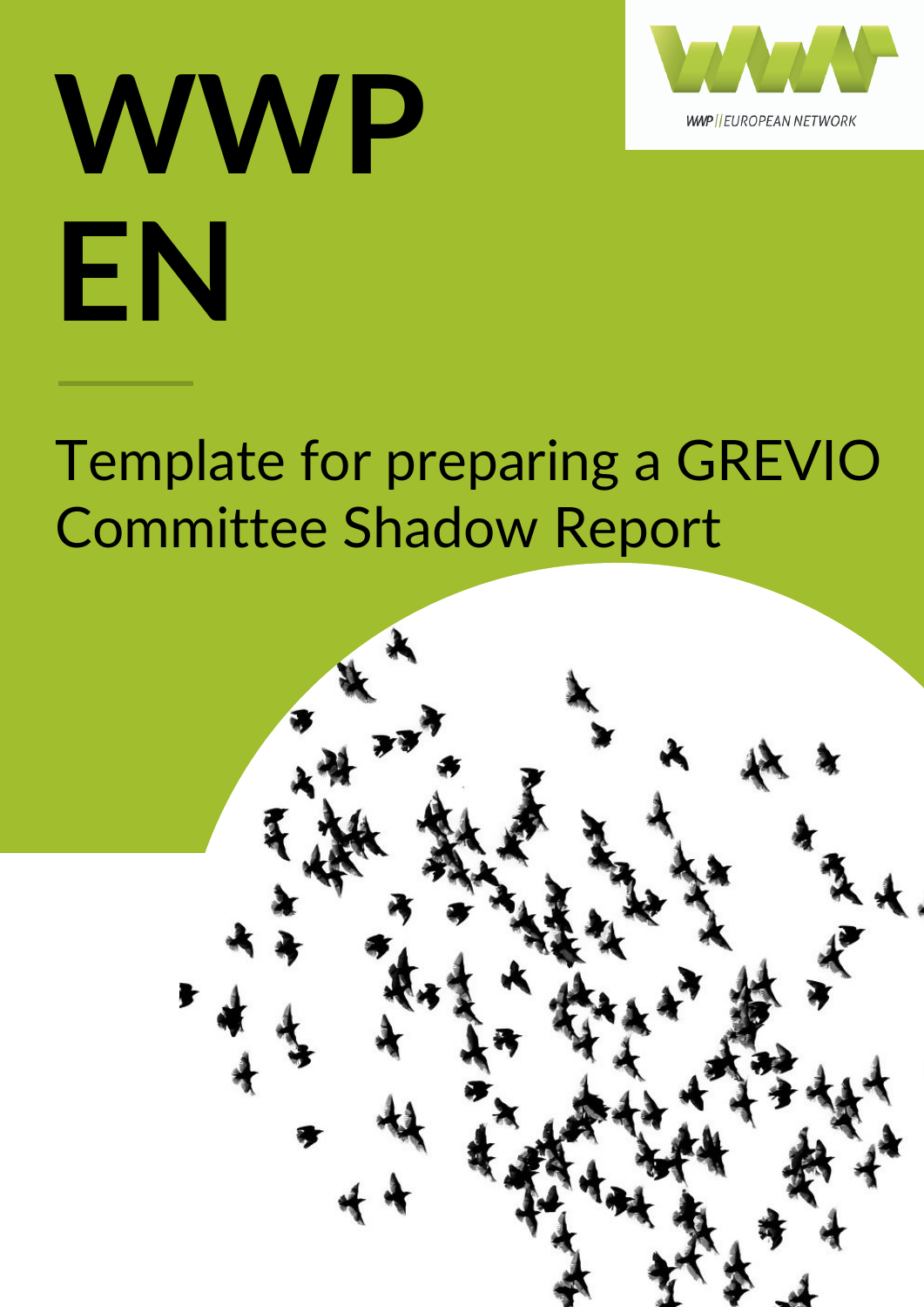# WWP EN

WWP || EUROPEAN NETWORK

## Template for preparing a GREVIO Committee Shadow Report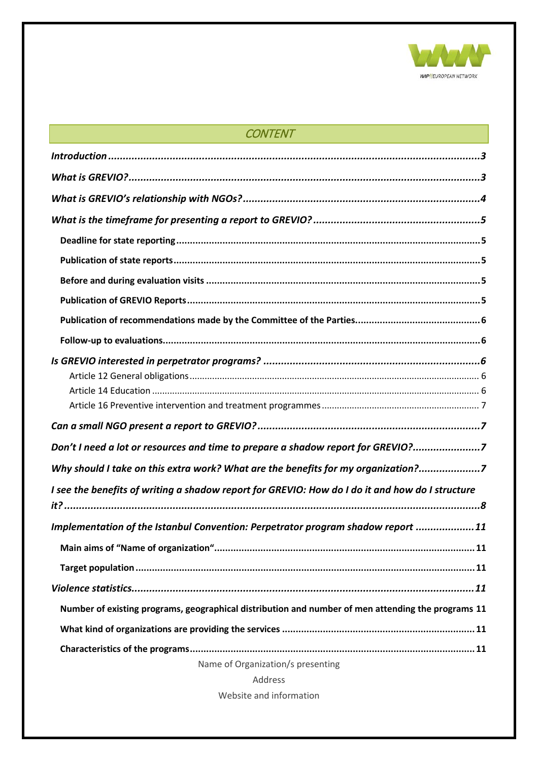# CONTENT

*Introduction* ..... 3

*What is GREVIO?* ..... 3

*What is GREVIO's relationship with NGOs?* ..... 4

*What is the timeframe for presenting a report to GREVIO?* ..... 5

- **Deadline for state reporting** ..... 5
- **Publication of state reports** ..... 5
- **Before and during evaluation visits** ..... 5
- **Publication of GREVIO Reports** ..... 5
- **Publication of recommendations made by the Committee of the Parties** ..... 6
- **Follow-up to evaluations** ..... 6

*Is GREVIO interested in perpetrator programs?* ..... 6

- Article 12 General obligations ..... 6
- Article 14 Education ..... 6
- Article 16 Preventive intervention and treatment programmes ..... 7

*Can a small NGO present a report to GREVIO?* ..... 7

*Don't I need a lot or resources and time to prepare a shadow report for GREVIO?* ..... 7

*Why should I take on this extra work? What are the benefits for my organization?* ..... 7

*I see the benefits of writing a shadow report for GREVIO: How do I do it and how do I structure it?* ..... 8

*Implementation of the Istanbul Convention: Perpetrator program shadow report* ..... 11

- **Main aims of "Name of organization"** ..... 11
- **Target population** ..... 11

*Violence statistics* ..... 11

- **Number of existing programs, geographical distribution and number of men attending the programs** 11
- **What kind of organizations are providing the services** ..... 11
- **Characteristics of the programs** ..... 11

Name of Organization/s presenting

Address

Website and information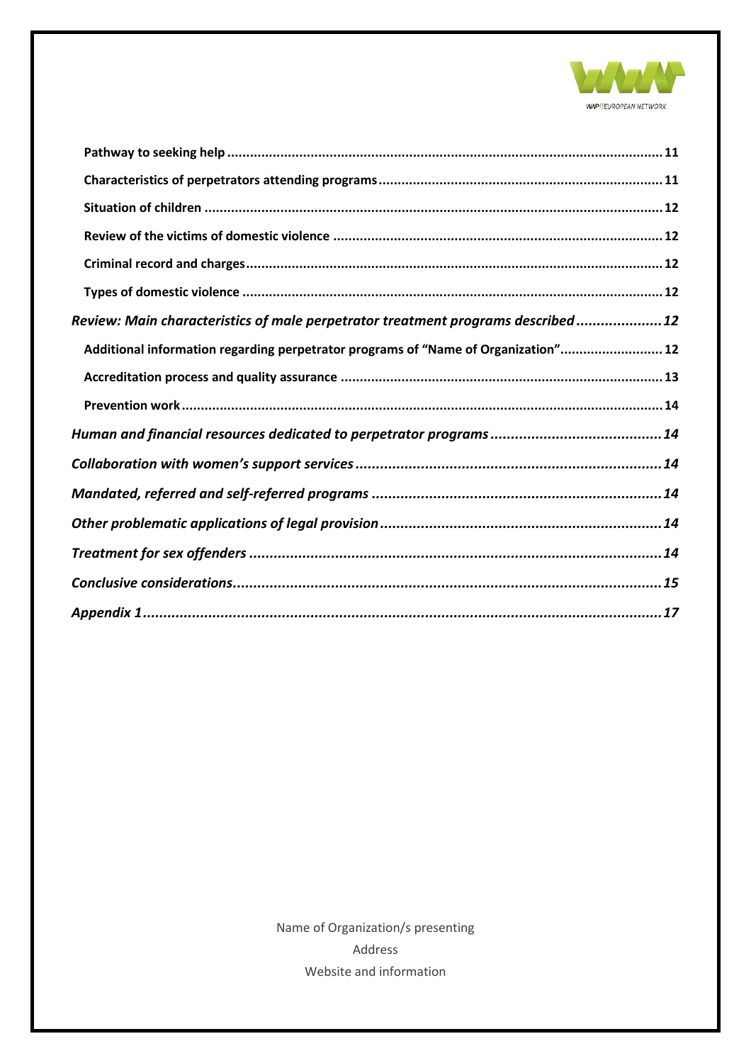**Pathway to seeking help** .................................................................................................................. 11

**Characteristics of perpetrators attending programs** .......................................................................... 11

**Situation of children** ........................................................................................................................ 12

**Review of the victims of domestic violence** ...................................................................................... 12

**Criminal record and charges** ............................................................................................................. 12

**Types of domestic violence** ............................................................................................................. 12

***Review: Main characteristics of male perpetrator treatment programs described*** ..................... ***12***

**Additional information regarding perpetrator programs of "Name of Organization"** .......................... 12

**Accreditation process and quality assurance** .................................................................................... 13

**Prevention work** ............................................................................................................................. 14

***Human and financial resources dedicated to perpetrator programs*** .......................................... ***14***

***Collaboration with women's support services*** ........................................................................... ***14***

***Mandated, referred and self-referred programs*** ....................................................................... ***14***

***Other problematic applications of legal provision*** ..................................................................... ***14***

***Treatment for sex offenders*** ..................................................................................................... ***14***

***Conclusive considerations*** ......................................................................................................... ***15***

***Appendix 1*** ................................................................................................................................ ***17***

Name of Organization/s presenting

Address

Website and information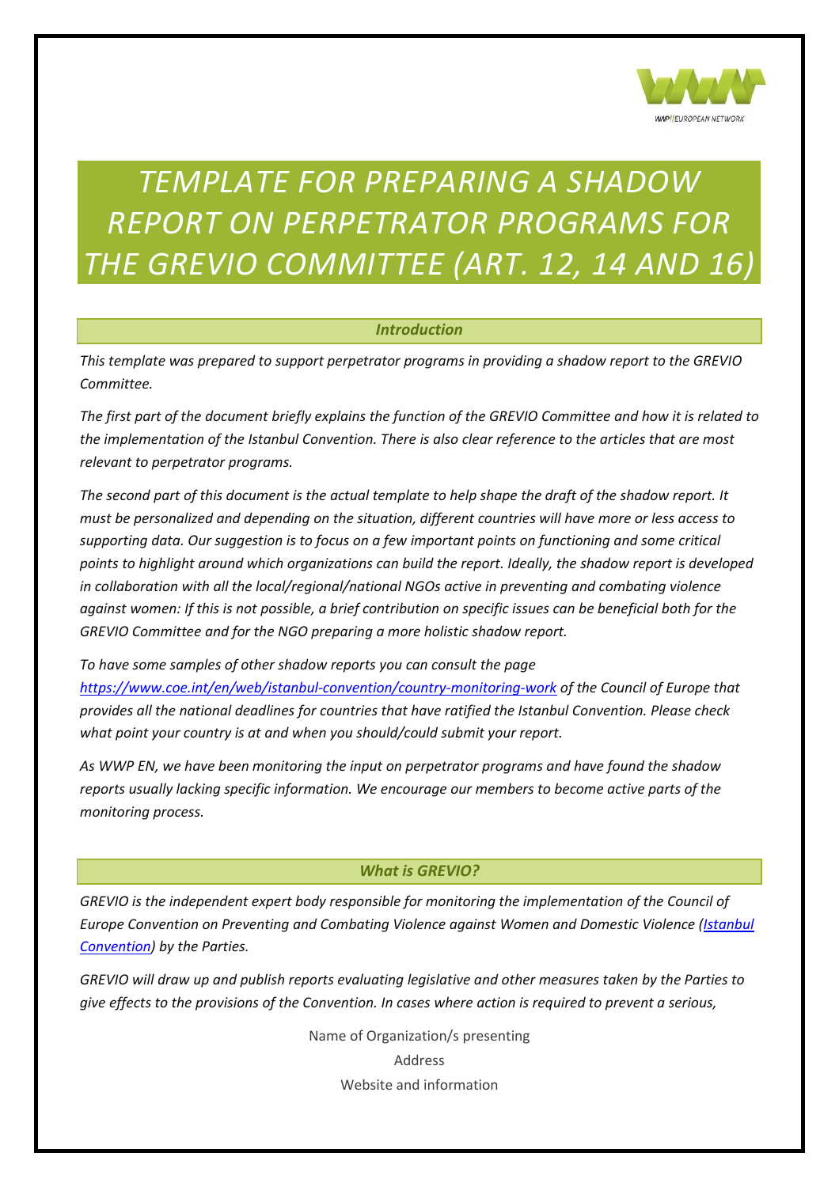# TEMPLATE FOR PREPARING A SHADOW REPORT ON PERPETRATOR PROGRAMS FOR THE GREVIO COMMITTEE (ART. 12, 14 AND 16)

### *Introduction*

*This template was prepared to support perpetrator programs in providing a shadow report to the GREVIO Committee.*

*The first part of the document briefly explains the function of the GREVIO Committee and how it is related to the implementation of the Istanbul Convention. There is also clear reference to the articles that are most relevant to perpetrator programs.*

*The second part of this document is the actual template to help shape the draft of the shadow report. It must be personalized and depending on the situation, different countries will have more or less access to supporting data. Our suggestion is to focus on a few important points on functioning and some critical points to highlight around which organizations can build the report. Ideally, the shadow report is developed in collaboration with all the local/regional/national NGOs active in preventing and combating violence against women: If this is not possible, a brief contribution on specific issues can be beneficial both for the GREVIO Committee and for the NGO preparing a more holistic shadow report.*

*To have some samples of other shadow reports you can consult the page [https://www.coe.int/en/web/istanbul-convention/country-monitoring-work](https://www.coe.int/en/web/istanbul-convention/country-monitoring-work) of the Council of Europe that provides all the national deadlines for countries that have ratified the Istanbul Convention. Please check what point your country is at and when you should/could submit your report.*

*As WWP EN, we have been monitoring the input on perpetrator programs and have found the shadow reports usually lacking specific information. We encourage our members to become active parts of the monitoring process.*

### *What is GREVIO?*

*GREVIO is the independent expert body responsible for monitoring the implementation of the Council of Europe Convention on Preventing and Combating Violence against Women and Domestic Violence ([Istanbul Convention](Istanbul Convention)) by the Parties.*

*GREVIO will draw up and publish reports evaluating legislative and other measures taken by the Parties to give effects to the provisions of the Convention. In cases where action is required to prevent a serious,*

Name of Organization/s presenting

Address

Website and information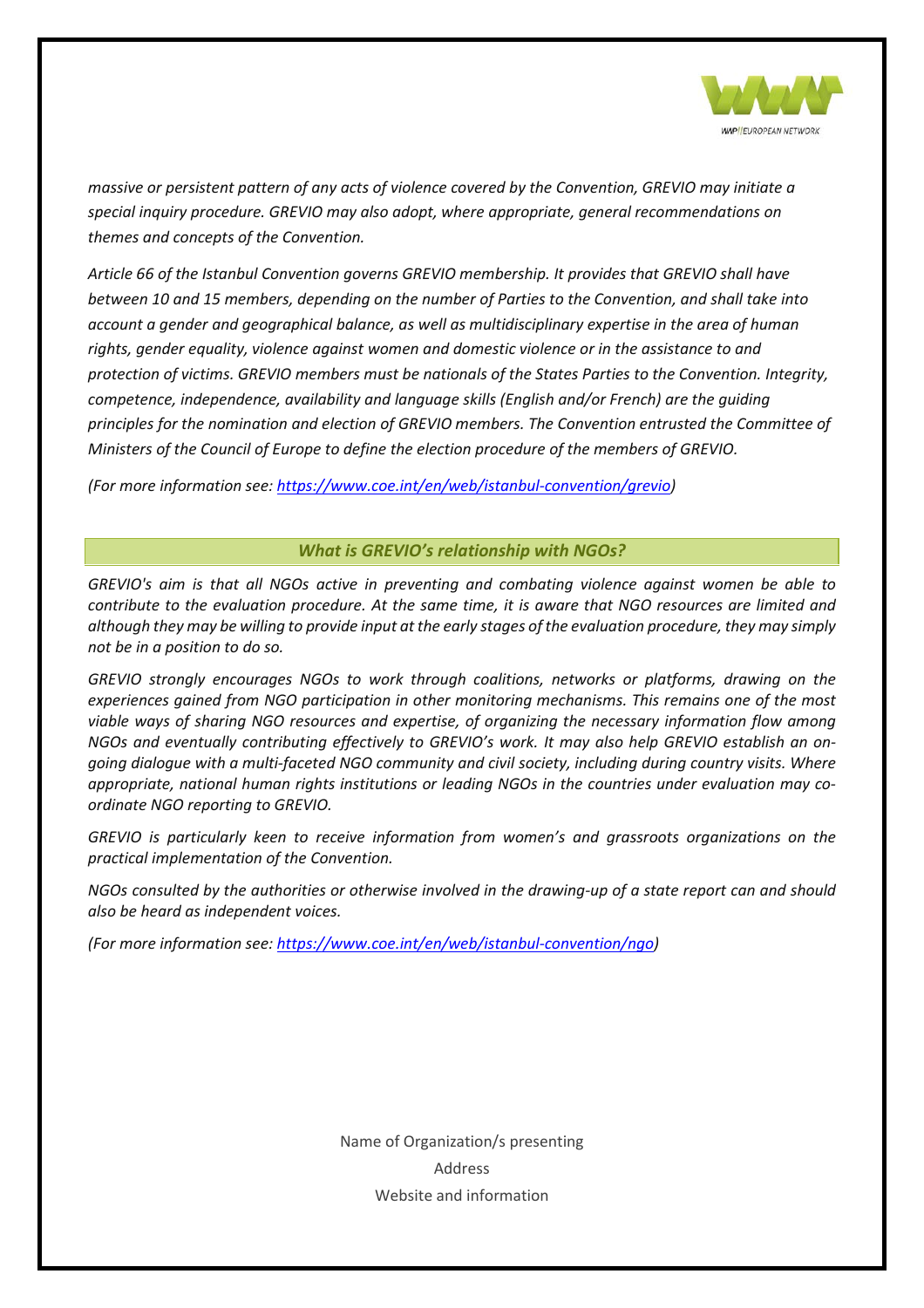*massive or persistent pattern of any acts of violence covered by the Convention, GREVIO may initiate a special inquiry procedure. GREVIO may also adopt, where appropriate, general recommendations on themes and concepts of the Convention.*

*Article 66 of the Istanbul Convention governs GREVIO membership. It provides that GREVIO shall have between 10 and 15 members, depending on the number of Parties to the Convention, and shall take into account a gender and geographical balance, as well as multidisciplinary expertise in the area of human rights, gender equality, violence against women and domestic violence or in the assistance to and protection of victims. GREVIO members must be nationals of the States Parties to the Convention. Integrity, competence, independence, availability and language skills (English and/or French) are the guiding principles for the nomination and election of GREVIO members. The Convention entrusted the Committee of Ministers of the Council of Europe to define the election procedure of the members of GREVIO.*

*(For more information see: https://www.coe.int/en/web/istanbul-convention/grevio)*

## *What is GREVIO's relationship with NGOs?*

*GREVIO's aim is that all NGOs active in preventing and combating violence against women be able to contribute to the evaluation procedure. At the same time, it is aware that NGO resources are limited and although they may be willing to provide input at the early stages of the evaluation procedure, they may simply not be in a position to do so.*

*GREVIO strongly encourages NGOs to work through coalitions, networks or platforms, drawing on the experiences gained from NGO participation in other monitoring mechanisms. This remains one of the most viable ways of sharing NGO resources and expertise, of organizing the necessary information flow among NGOs and eventually contributing effectively to GREVIO's work. It may also help GREVIO establish an on-going dialogue with a multi-faceted NGO community and civil society, including during country visits. Where appropriate, national human rights institutions or leading NGOs in the countries under evaluation may co-ordinate NGO reporting to GREVIO.*

*GREVIO is particularly keen to receive information from women's and grassroots organizations on the practical implementation of the Convention.*

*NGOs consulted by the authorities or otherwise involved in the drawing-up of a state report can and should also be heard as independent voices.*

*(For more information see: https://www.coe.int/en/web/istanbul-convention/ngo)*

Name of Organization/s presenting

Address

Website and information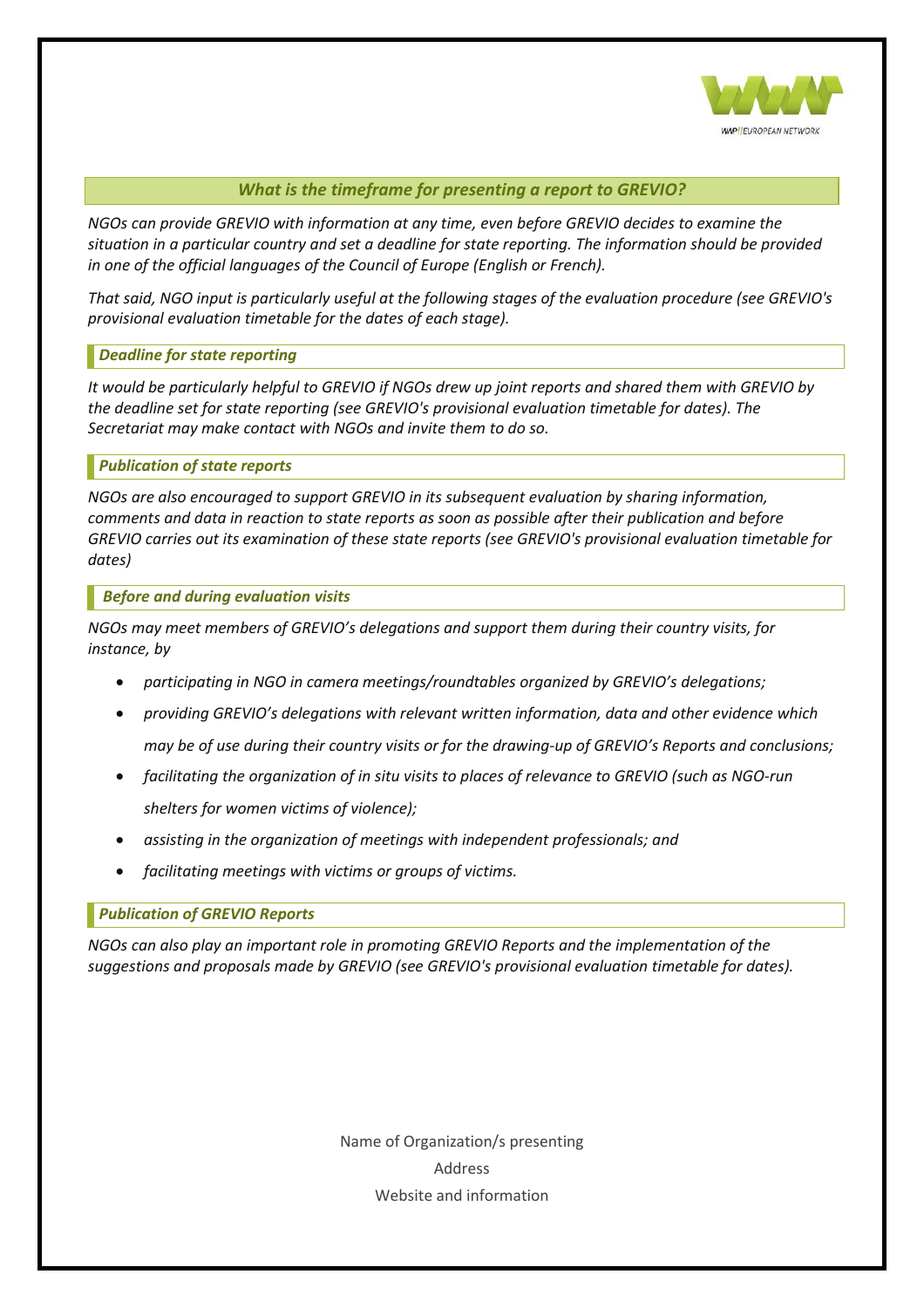## *What is the timeframe for presenting a report to GREVIO?*

*NGOs can provide GREVIO with information at any time, even before GREVIO decides to examine the situation in a particular country and set a deadline for state reporting. The information should be provided in one of the official languages of the Council of Europe (English or French).*

*That said, NGO input is particularly useful at the following stages of the evaluation procedure (see GREVIO's provisional evaluation timetable for the dates of each stage).*

### *Deadline for state reporting*

*It would be particularly helpful to GREVIO if NGOs drew up joint reports and shared them with GREVIO by the deadline set for state reporting (see GREVIO's provisional evaluation timetable for dates). The Secretariat may make contact with NGOs and invite them to do so.*

### *Publication of state reports*

*NGOs are also encouraged to support GREVIO in its subsequent evaluation by sharing information, comments and data in reaction to state reports as soon as possible after their publication and before GREVIO carries out its examination of these state reports (see GREVIO's provisional evaluation timetable for dates)*

### *Before and during evaluation visits*

*NGOs may meet members of GREVIO's delegations and support them during their country visits, for instance, by*

- *participating in NGO in camera meetings/roundtables organized by GREVIO's delegations;*
- *providing GREVIO's delegations with relevant written information, data and other evidence which may be of use during their country visits or for the drawing-up of GREVIO's Reports and conclusions;*
- *facilitating the organization of in situ visits to places of relevance to GREVIO (such as NGO-run shelters for women victims of violence);*
- *assisting in the organization of meetings with independent professionals; and*
- *facilitating meetings with victims or groups of victims.*

### *Publication of GREVIO Reports*

*NGOs can also play an important role in promoting GREVIO Reports and the implementation of the suggestions and proposals made by GREVIO (see GREVIO's provisional evaluation timetable for dates).*

Name of Organization/s presenting

Address

Website and information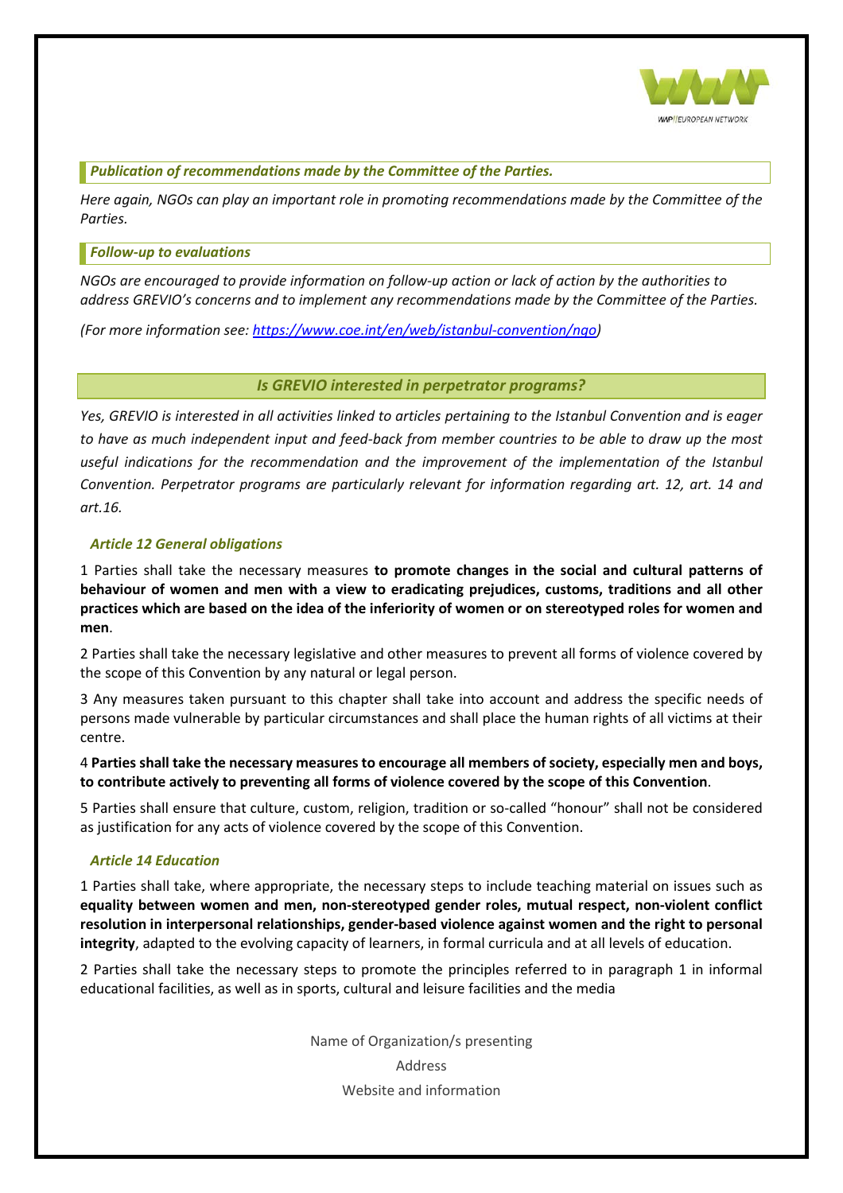### *Publication of recommendations made by the Committee of the Parties.*

*Here again, NGOs can play an important role in promoting recommendations made by the Committee of the Parties.*

### *Follow-up to evaluations*

*NGOs are encouraged to provide information on follow-up action or lack of action by the authorities to address GREVIO's concerns and to implement any recommendations made by the Committee of the Parties.*

*(For more information see: https://www.coe.int/en/web/istanbul-convention/ngo)*

## *Is GREVIO interested in perpetrator programs?*

*Yes, GREVIO is interested in all activities linked to articles pertaining to the Istanbul Convention and is eager to have as much independent input and feed-back from member countries to be able to draw up the most useful indications for the recommendation and the improvement of the implementation of the Istanbul Convention. Perpetrator programs are particularly relevant for information regarding art. 12, art. 14 and art.16.*

### *Article 12 General obligations*

1 Parties shall take the necessary measures **to promote changes in the social and cultural patterns of behaviour of women and men with a view to eradicating prejudices, customs, traditions and all other practices which are based on the idea of the inferiority of women or on stereotyped roles for women and men**.

2 Parties shall take the necessary legislative and other measures to prevent all forms of violence covered by the scope of this Convention by any natural or legal person.

3 Any measures taken pursuant to this chapter shall take into account and address the specific needs of persons made vulnerable by particular circumstances and shall place the human rights of all victims at their centre.

4 **Parties shall take the necessary measures to encourage all members of society, especially men and boys, to contribute actively to preventing all forms of violence covered by the scope of this Convention**.

5 Parties shall ensure that culture, custom, religion, tradition or so-called "honour" shall not be considered as justification for any acts of violence covered by the scope of this Convention.

### *Article 14 Education*

1 Parties shall take, where appropriate, the necessary steps to include teaching material on issues such as **equality between women and men, non-stereotyped gender roles, mutual respect, non-violent conflict resolution in interpersonal relationships, gender-based violence against women and the right to personal integrity**, adapted to the evolving capacity of learners, in formal curricula and at all levels of education.

2 Parties shall take the necessary steps to promote the principles referred to in paragraph 1 in informal educational facilities, as well as in sports, cultural and leisure facilities and the media

Name of Organization/s presenting

Address

Website and information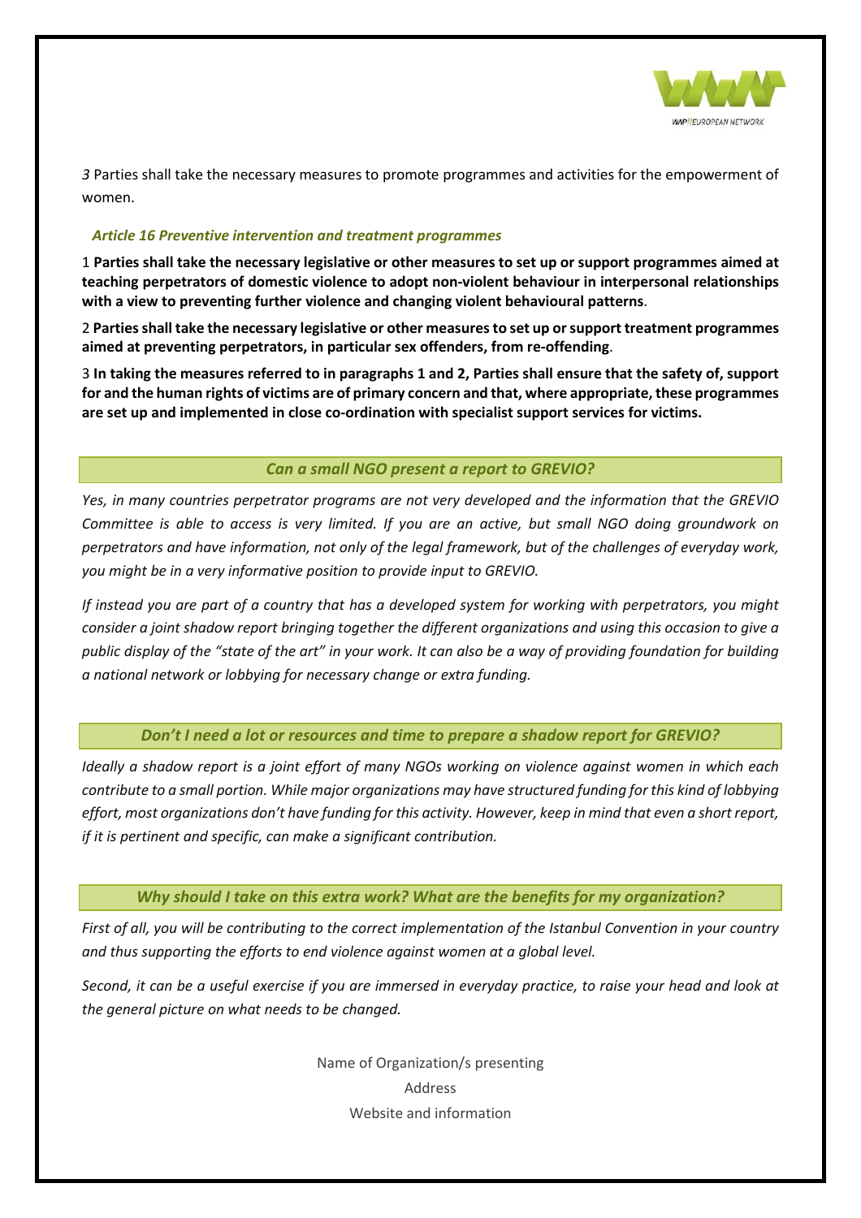*3* Parties shall take the necessary measures to promote programmes and activities for the empowerment of women.

### *Article 16 Preventive intervention and treatment programmes*

1 **Parties shall take the necessary legislative or other measures to set up or support programmes aimed at teaching perpetrators of domestic violence to adopt non-violent behaviour in interpersonal relationships with a view to preventing further violence and changing violent behavioural patterns**.

2 **Parties shall take the necessary legislative or other measures to set up or support treatment programmes aimed at preventing perpetrators, in particular sex offenders, from re-offending**.

3 **In taking the measures referred to in paragraphs 1 and 2, Parties shall ensure that the safety of, support for and the human rights of victims are of primary concern and that, where appropriate, these programmes are set up and implemented in close co-ordination with specialist support services for victims.**

### *Can a small NGO present a report to GREVIO?*

*Yes, in many countries perpetrator programs are not very developed and the information that the GREVIO Committee is able to access is very limited. If you are an active, but small NGO doing groundwork on perpetrators and have information, not only of the legal framework, but of the challenges of everyday work, you might be in a very informative position to provide input to GREVIO.*

*If instead you are part of a country that has a developed system for working with perpetrators, you might consider a joint shadow report bringing together the different organizations and using this occasion to give a public display of the "state of the art" in your work. It can also be a way of providing foundation for building a national network or lobbying for necessary change or extra funding.*

### *Don't I need a lot or resources and time to prepare a shadow report for GREVIO?*

*Ideally a shadow report is a joint effort of many NGOs working on violence against women in which each contribute to a small portion. While major organizations may have structured funding for this kind of lobbying effort, most organizations don't have funding for this activity. However, keep in mind that even a short report, if it is pertinent and specific, can make a significant contribution.*

### *Why should I take on this extra work? What are the benefits for my organization?*

*First of all, you will be contributing to the correct implementation of the Istanbul Convention in your country and thus supporting the efforts to end violence against women at a global level.*

*Second, it can be a useful exercise if you are immersed in everyday practice, to raise your head and look at the general picture on what needs to be changed.*

Name of Organization/s presenting
Address
Website and information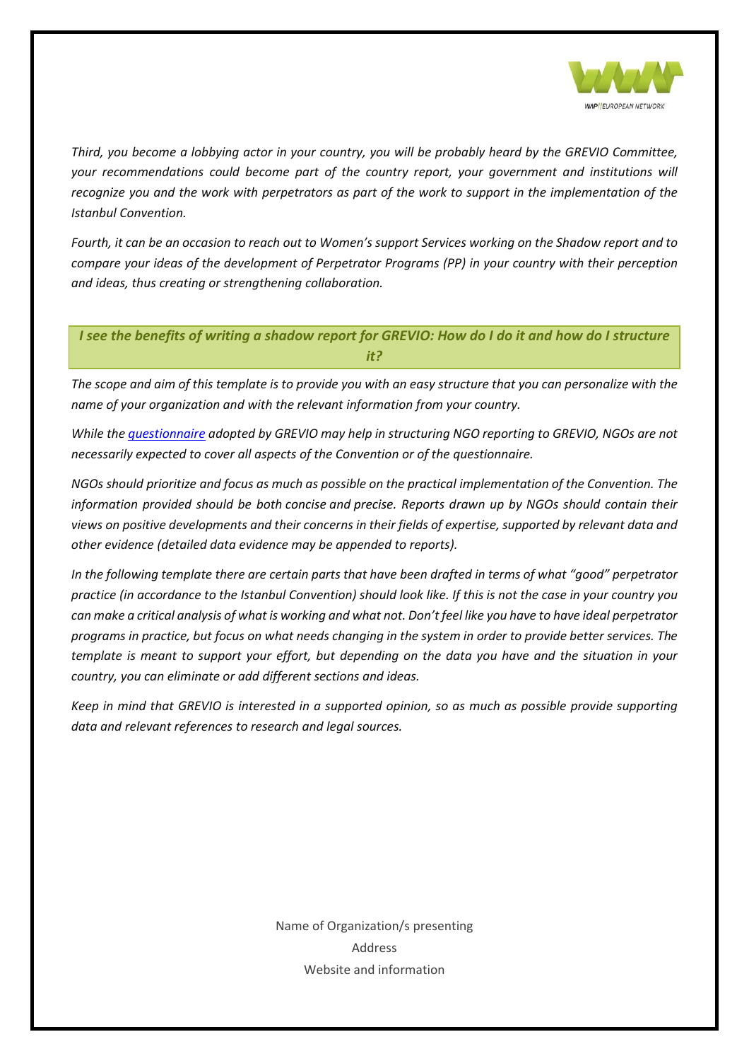*Third, you become a lobbying actor in your country, you will be probably heard by the GREVIO Committee, your recommendations could become part of the country report, your government and institutions will recognize you and the work with perpetrators as part of the work to support in the implementation of the Istanbul Convention.*

*Fourth, it can be an occasion to reach out to Women's support Services working on the Shadow report and to compare your ideas of the development of Perpetrator Programs (PP) in your country with their perception and ideas, thus creating or strengthening collaboration.*

### *I see the benefits of writing a shadow report for GREVIO: How do I do it and how do I structure it?*

*The scope and aim of this template is to provide you with an easy structure that you can personalize with the name of your organization and with the relevant information from your country.*

*While the questionnaire adopted by GREVIO may help in structuring NGO reporting to GREVIO, NGOs are not necessarily expected to cover all aspects of the Convention or of the questionnaire.*

*NGOs should prioritize and focus as much as possible on the practical implementation of the Convention. The information provided should be both concise and precise. Reports drawn up by NGOs should contain their views on positive developments and their concerns in their fields of expertise, supported by relevant data and other evidence (detailed data evidence may be appended to reports).*

*In the following template there are certain parts that have been drafted in terms of what "good" perpetrator practice (in accordance to the Istanbul Convention) should look like. If this is not the case in your country you can make a critical analysis of what is working and what not. Don't feel like you have to have ideal perpetrator programs in practice, but focus on what needs changing in the system in order to provide better services. The template is meant to support your effort, but depending on the data you have and the situation in your country, you can eliminate or add different sections and ideas.*

*Keep in mind that GREVIO is interested in a supported opinion, so as much as possible provide supporting data and relevant references to research and legal sources.*

Name of Organization/s presenting

Address

Website and information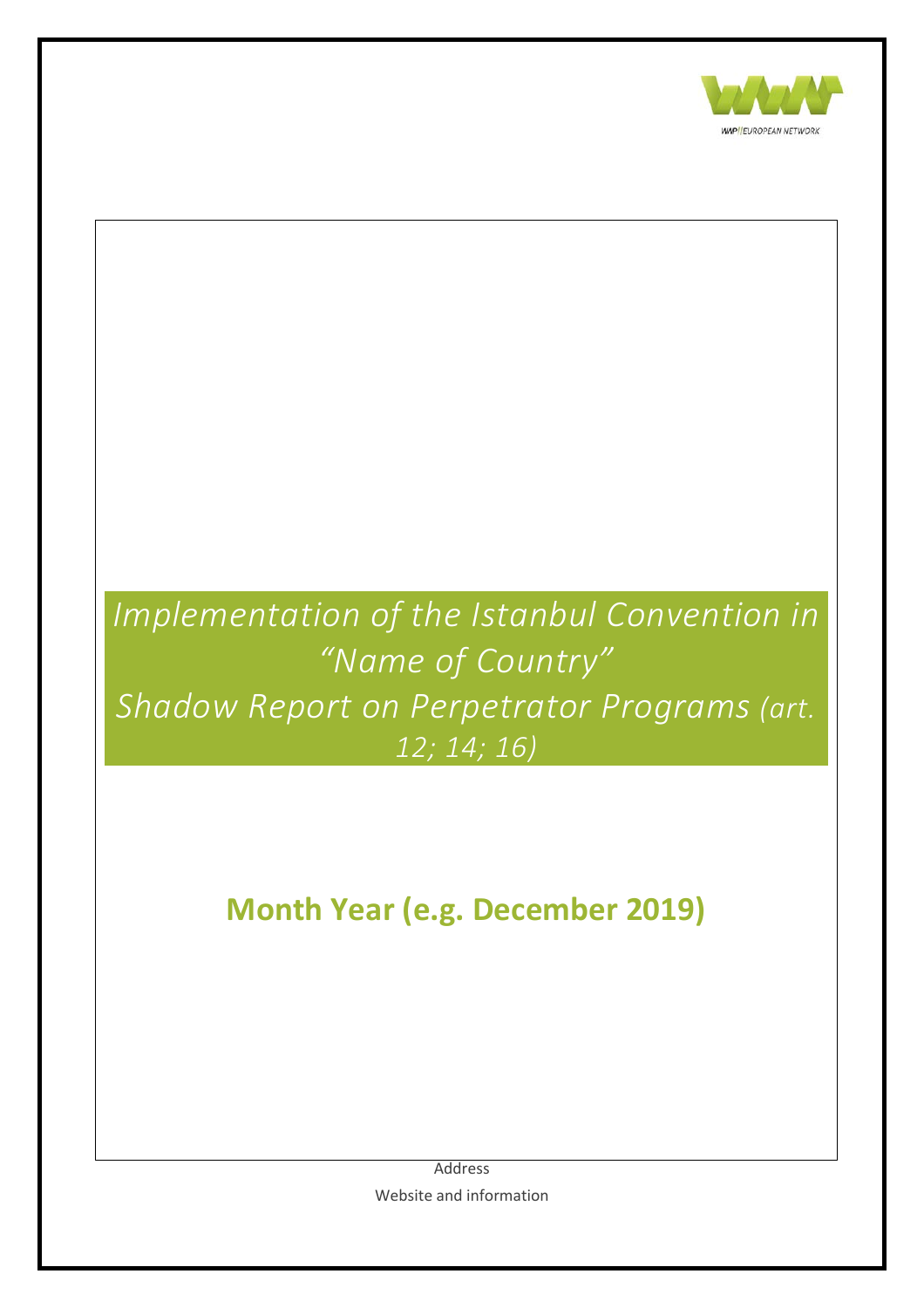WWP || EUROPEAN NETWORK

*Implementation of the Istanbul Convention in "Name of Country"*
*Shadow Report on Perpetrator Programs (art. 12; 14; 16)*

**Month Year (e.g. December 2019)**

Address

Website and information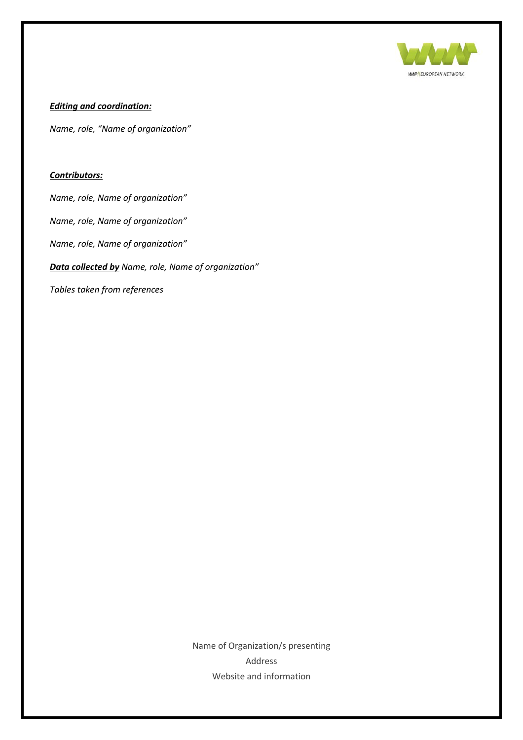***Editing and coordination:***

*Name, role, “Name of organization”*

***Contributors:***

*Name, role, Name of organization”*

*Name, role, Name of organization”*

*Name, role, Name of organization”*

***Data collected by*** *Name, role, Name of organization”*

*Tables taken from references*

Name of Organization/s presenting

Address

Website and information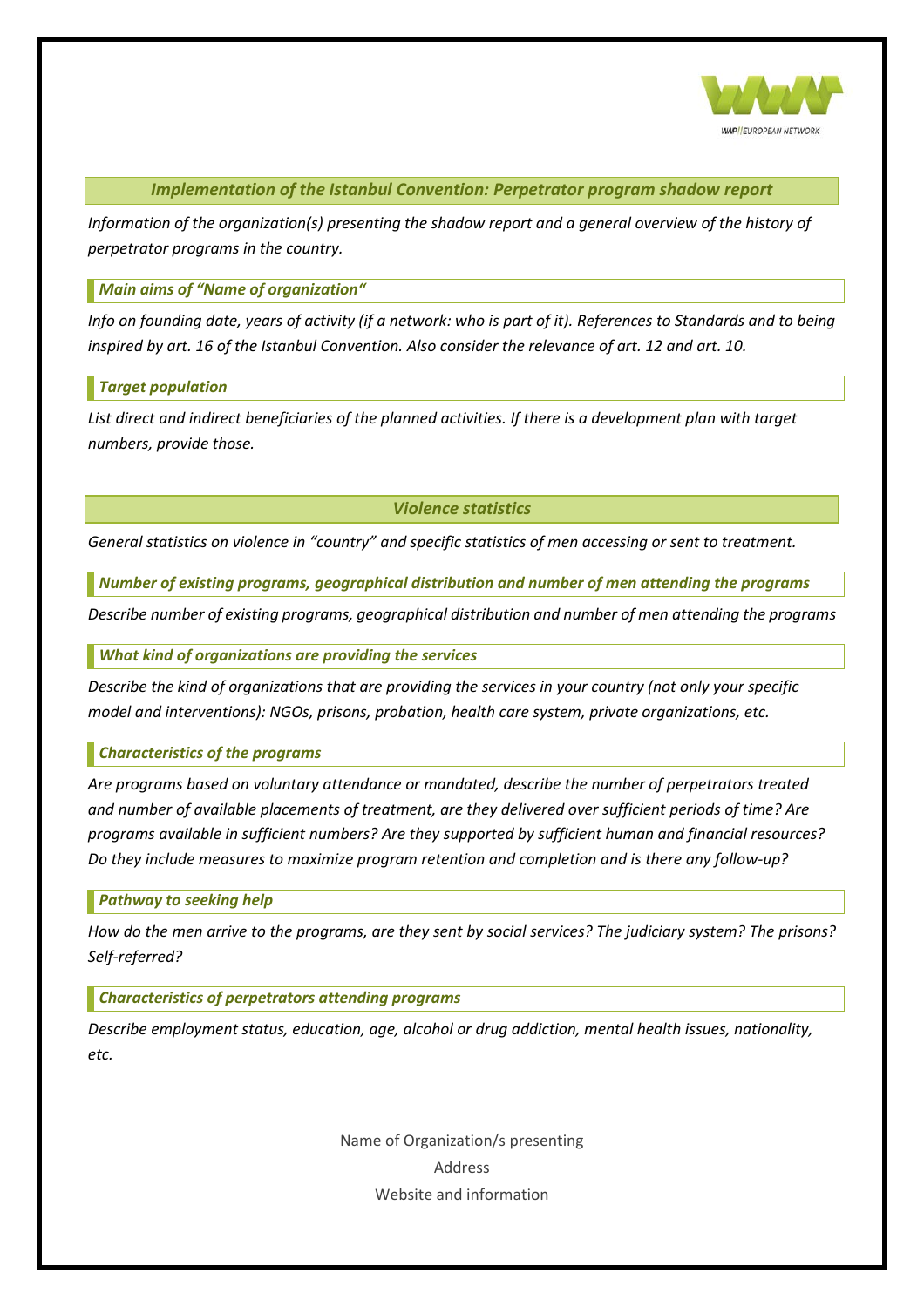## *Implementation of the Istanbul Convention: Perpetrator program shadow report*

*Information of the organization(s) presenting the shadow report and a general overview of the history of perpetrator programs in the country.*

### *Main aims of "Name of organization"*

*Info on founding date, years of activity (if a network: who is part of it). References to Standards and to being inspired by art. 16 of the Istanbul Convention. Also consider the relevance of art. 12 and art. 10.*

### *Target population*

*List direct and indirect beneficiaries of the planned activities. If there is a development plan with target numbers, provide those.*

## *Violence statistics*

*General statistics on violence in "country" and specific statistics of men accessing or sent to treatment.*

### *Number of existing programs, geographical distribution and number of men attending the programs*

*Describe number of existing programs, geographical distribution and number of men attending the programs*

### *What kind of organizations are providing the services*

*Describe the kind of organizations that are providing the services in your country (not only your specific model and interventions): NGOs, prisons, probation, health care system, private organizations, etc.*

### *Characteristics of the programs*

*Are programs based on voluntary attendance or mandated, describe the number of perpetrators treated and number of available placements of treatment, are they delivered over sufficient periods of time? Are programs available in sufficient numbers? Are they supported by sufficient human and financial resources? Do they include measures to maximize program retention and completion and is there any follow-up?*

### *Pathway to seeking help*

*How do the men arrive to the programs, are they sent by social services? The judiciary system? The prisons? Self-referred?*

### *Characteristics of perpetrators attending programs*

*Describe employment status, education, age, alcohol or drug addiction, mental health issues, nationality, etc.*

Name of Organization/s presenting
Address
Website and information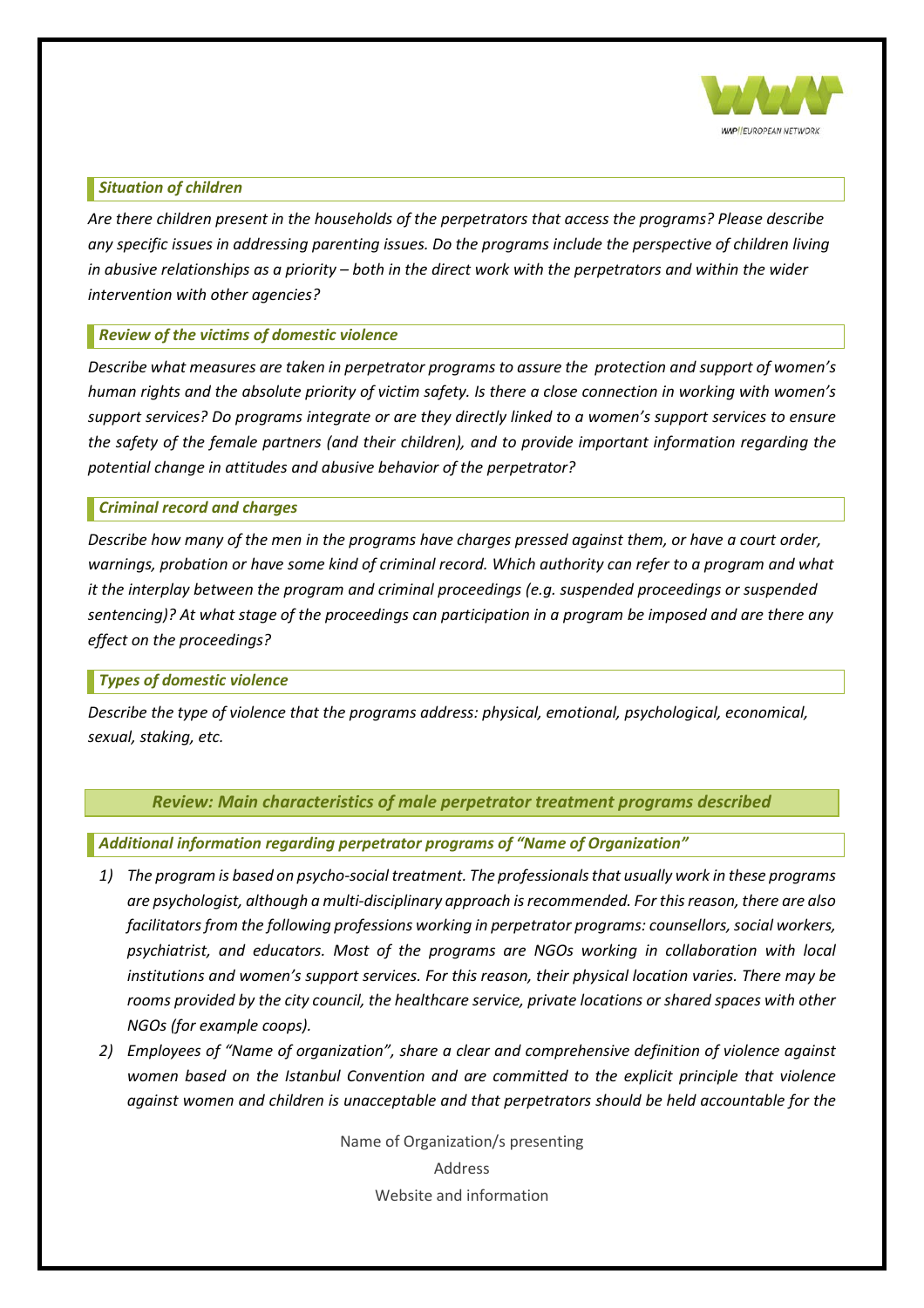### *Situation of children*

*Are there children present in the households of the perpetrators that access the programs? Please describe any specific issues in addressing parenting issues. Do the programs include the perspective of children living in abusive relationships as a priority – both in the direct work with the perpetrators and within the wider intervention with other agencies?*

### *Review of the victims of domestic violence*

*Describe what measures are taken in perpetrator programs to assure the protection and support of women's human rights and the absolute priority of victim safety. Is there a close connection in working with women's support services? Do programs integrate or are they directly linked to a women's support services to ensure the safety of the female partners (and their children), and to provide important information regarding the potential change in attitudes and abusive behavior of the perpetrator?*

### *Criminal record and charges*

*Describe how many of the men in the programs have charges pressed against them, or have a court order, warnings, probation or have some kind of criminal record. Which authority can refer to a program and what it the interplay between the program and criminal proceedings (e.g. suspended proceedings or suspended sentencing)? At what stage of the proceedings can participation in a program be imposed and are there any effect on the proceedings?*

### *Types of domestic violence*

*Describe the type of violence that the programs address: physical, emotional, psychological, economical, sexual, staking, etc.*

## *Review: Main characteristics of male perpetrator treatment programs described*

### *Additional information regarding perpetrator programs of "Name of Organization"*

1) *The program is based on psycho-social treatment. The professionals that usually work in these programs are psychologist, although a multi-disciplinary approach is recommended. For this reason, there are also facilitators from the following professions working in perpetrator programs: counsellors, social workers, psychiatrist, and educators. Most of the programs are NGOs working in collaboration with local institutions and women's support services. For this reason, their physical location varies. There may be rooms provided by the city council, the healthcare service, private locations or shared spaces with other NGOs (for example coops).*
2) *Employees of "Name of organization", share a clear and comprehensive definition of violence against women based on the Istanbul Convention and are committed to the explicit principle that violence against women and children is unacceptable and that perpetrators should be held accountable for the*

Name of Organization/s presenting
Address
Website and information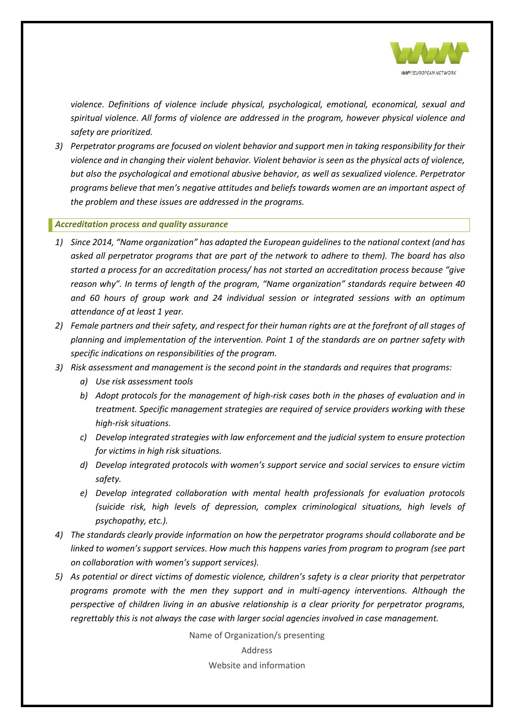*violence. Definitions of violence include physical, psychological, emotional, economical, sexual and spiritual violence. All forms of violence are addressed in the program, however physical violence and safety are prioritized.*

3) *Perpetrator programs are focused on violent behavior and support men in taking responsibility for their violence and in changing their violent behavior. Violent behavior is seen as the physical acts of violence, but also the psychological and emotional abusive behavior, as well as sexualized violence. Perpetrator programs believe that men's negative attitudes and beliefs towards women are an important aspect of the problem and these issues are addressed in the programs.*

### *Accreditation process and quality assurance*

1) *Since 2014, "Name organization" has adapted the European guidelines to the national context (and has asked all perpetrator programs that are part of the network to adhere to them). The board has also started a process for an accreditation process/ has not started an accreditation process because "give reason why". In terms of length of the program, "Name organization" standards require between 40 and 60 hours of group work and 24 individual session or integrated sessions with an optimum attendance of at least 1 year.*
2) *Female partners and their safety, and respect for their human rights are at the forefront of all stages of planning and implementation of the intervention. Point 1 of the standards are on partner safety with specific indications on responsibilities of the program.*
3) *Risk assessment and management is the second point in the standards and requires that programs:*
   a) *Use risk assessment tools*
   b) *Adopt protocols for the management of high-risk cases both in the phases of evaluation and in treatment. Specific management strategies are required of service providers working with these high-risk situations.*
   c) *Develop integrated strategies with law enforcement and the judicial system to ensure protection for victims in high risk situations.*
   d) *Develop integrated protocols with women's support service and social services to ensure victim safety.*
   e) *Develop integrated collaboration with mental health professionals for evaluation protocols (suicide risk, high levels of depression, complex criminological situations, high levels of psychopathy, etc.).*
4) *The standards clearly provide information on how the perpetrator programs should collaborate and be linked to women's support services. How much this happens varies from program to program (see part on collaboration with women's support services).*
5) *As potential or direct victims of domestic violence, children's safety is a clear priority that perpetrator programs promote with the men they support and in multi-agency interventions. Although the perspective of children living in an abusive relationship is a clear priority for perpetrator programs, regrettably this is not always the case with larger social agencies involved in case management.*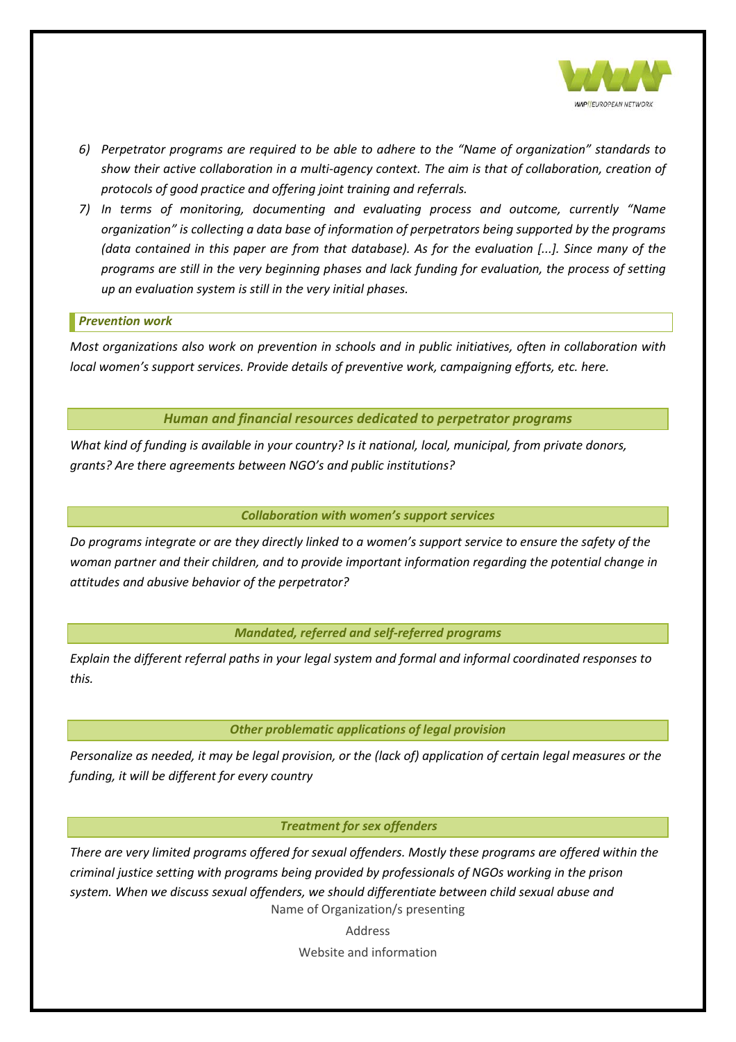6) *Perpetrator programs are required to be able to adhere to the "Name of organization" standards to show their active collaboration in a multi-agency context. The aim is that of collaboration, creation of protocols of good practice and offering joint training and referrals.*
7) *In terms of monitoring, documenting and evaluating process and outcome, currently "Name organization" is collecting a data base of information of perpetrators being supported by the programs (data contained in this paper are from that database). As for the evaluation [...]. Since many of the programs are still in the very beginning phases and lack funding for evaluation, the process of setting up an evaluation system is still in the very initial phases.*

### *Prevention work*

*Most organizations also work on prevention in schools and in public initiatives, often in collaboration with local women's support services. Provide details of preventive work, campaigning efforts, etc. here.*

### *Human and financial resources dedicated to perpetrator programs*

*What kind of funding is available in your country? Is it national, local, municipal, from private donors, grants? Are there agreements between NGO's and public institutions?*

### *Collaboration with women's support services*

*Do programs integrate or are they directly linked to a women's support service to ensure the safety of the woman partner and their children, and to provide important information regarding the potential change in attitudes and abusive behavior of the perpetrator?*

### *Mandated, referred and self-referred programs*

*Explain the different referral paths in your legal system and formal and informal coordinated responses to this.*

### *Other problematic applications of legal provision*

*Personalize as needed, it may be legal provision, or the (lack of) application of certain legal measures or the funding, it will be different for every country*

### *Treatment for sex offenders*

*There are very limited programs offered for sexual offenders. Mostly these programs are offered within the criminal justice setting with programs being provided by professionals of NGOs working in the prison system. When we discuss sexual offenders, we should differentiate between child sexual abuse and*

Name of Organization/s presenting

Address

Website and information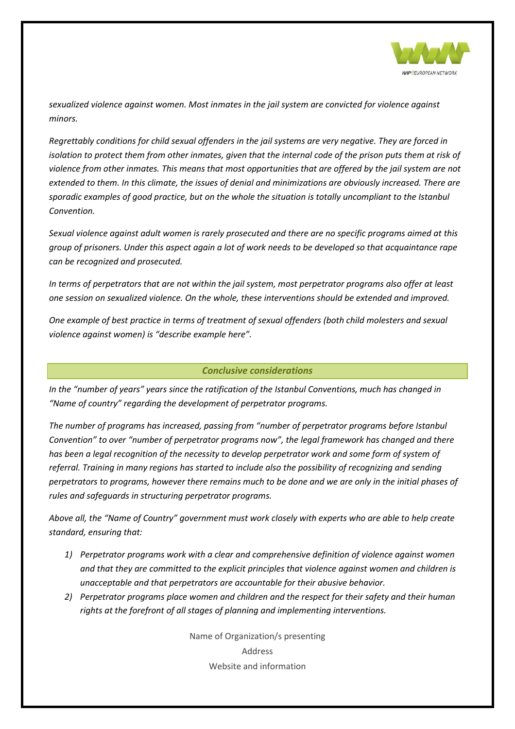*sexualized violence against women. Most inmates in the jail system are convicted for violence against minors.*

*Regrettably conditions for child sexual offenders in the jail systems are very negative. They are forced in isolation to protect them from other inmates, given that the internal code of the prison puts them at risk of violence from other inmates. This means that most opportunities that are offered by the jail system are not extended to them. In this climate, the issues of denial and minimizations are obviously increased. There are sporadic examples of good practice, but on the whole the situation is totally uncompliant to the Istanbul Convention.*

*Sexual violence against adult women is rarely prosecuted and there are no specific programs aimed at this group of prisoners. Under this aspect again a lot of work needs to be developed so that acquaintance rape can be recognized and prosecuted.*

*In terms of perpetrators that are not within the jail system, most perpetrator programs also offer at least one session on sexualized violence. On the whole, these interventions should be extended and improved.*

*One example of best practice in terms of treatment of sexual offenders (both child molesters and sexual violence against women) is "describe example here".*

## *Conclusive considerations*

*In the "number of years" years since the ratification of the Istanbul Conventions, much has changed in "Name of country" regarding the development of perpetrator programs.*

*The number of programs has increased, passing from "number of perpetrator programs before Istanbul Convention" to over "number of perpetrator programs now", the legal framework has changed and there has been a legal recognition of the necessity to develop perpetrator work and some form of system of referral. Training in many regions has started to include also the possibility of recognizing and sending perpetrators to programs, however there remains much to be done and we are only in the initial phases of rules and safeguards in structuring perpetrator programs.*

*Above all, the "Name of Country" government must work closely with experts who are able to help create standard, ensuring that:*

1) *Perpetrator programs work with a clear and comprehensive definition of violence against women and that they are committed to the explicit principles that violence against women and children is unacceptable and that perpetrators are accountable for their abusive behavior.*
2) *Perpetrator programs place women and children and the respect for their safety and their human rights at the forefront of all stages of planning and implementing interventions.*

Name of Organization/s presenting

Address

Website and information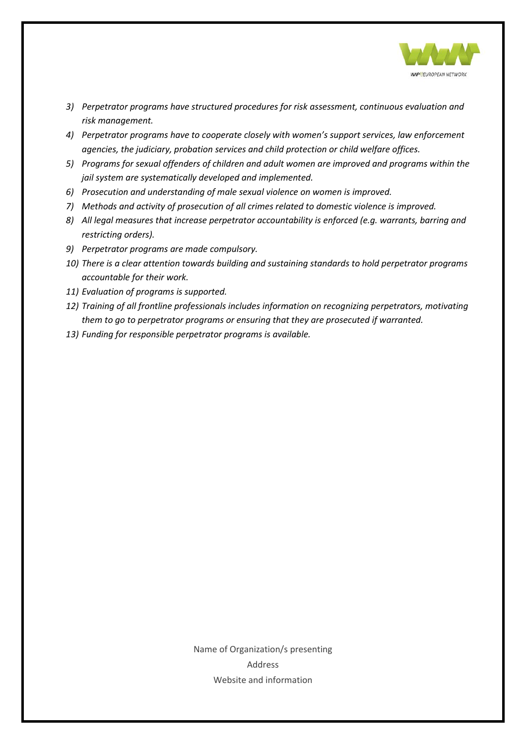3) *Perpetrator programs have structured procedures for risk assessment, continuous evaluation and risk management.*
4) *Perpetrator programs have to cooperate closely with women's support services, law enforcement agencies, the judiciary, probation services and child protection or child welfare offices.*
5) *Programs for sexual offenders of children and adult women are improved and programs within the jail system are systematically developed and implemented.*
6) *Prosecution and understanding of male sexual violence on women is improved.*
7) *Methods and activity of prosecution of all crimes related to domestic violence is improved.*
8) *All legal measures that increase perpetrator accountability is enforced (e.g. warrants, barring and restricting orders).*
9) *Perpetrator programs are made compulsory.*
10) *There is a clear attention towards building and sustaining standards to hold perpetrator programs accountable for their work.*
11) *Evaluation of programs is supported.*
12) *Training of all frontline professionals includes information on recognizing perpetrators, motivating them to go to perpetrator programs or ensuring that they are prosecuted if warranted.*
13) *Funding for responsible perpetrator programs is available.*

Name of Organization/s presenting

Address

Website and information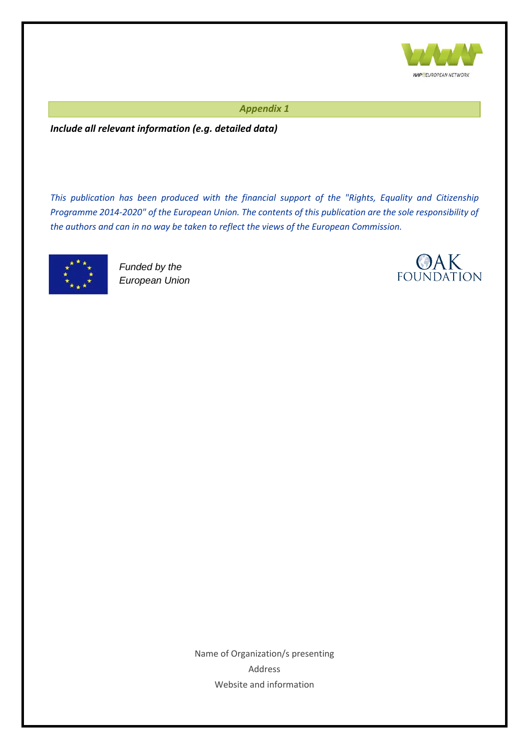## *Appendix 1*

***Include all relevant information (e.g. detailed data)***

*This publication has been produced with the financial support of the "Rights, Equality and Citizenship Programme 2014-2020" of the European Union. The contents of this publication are the sole responsibility of the authors and can in no way be taken to reflect the views of the European Commission.*

*Funded by the European Union*

OAK FOUNDATION

Name of Organization/s presenting

Address

Website and information